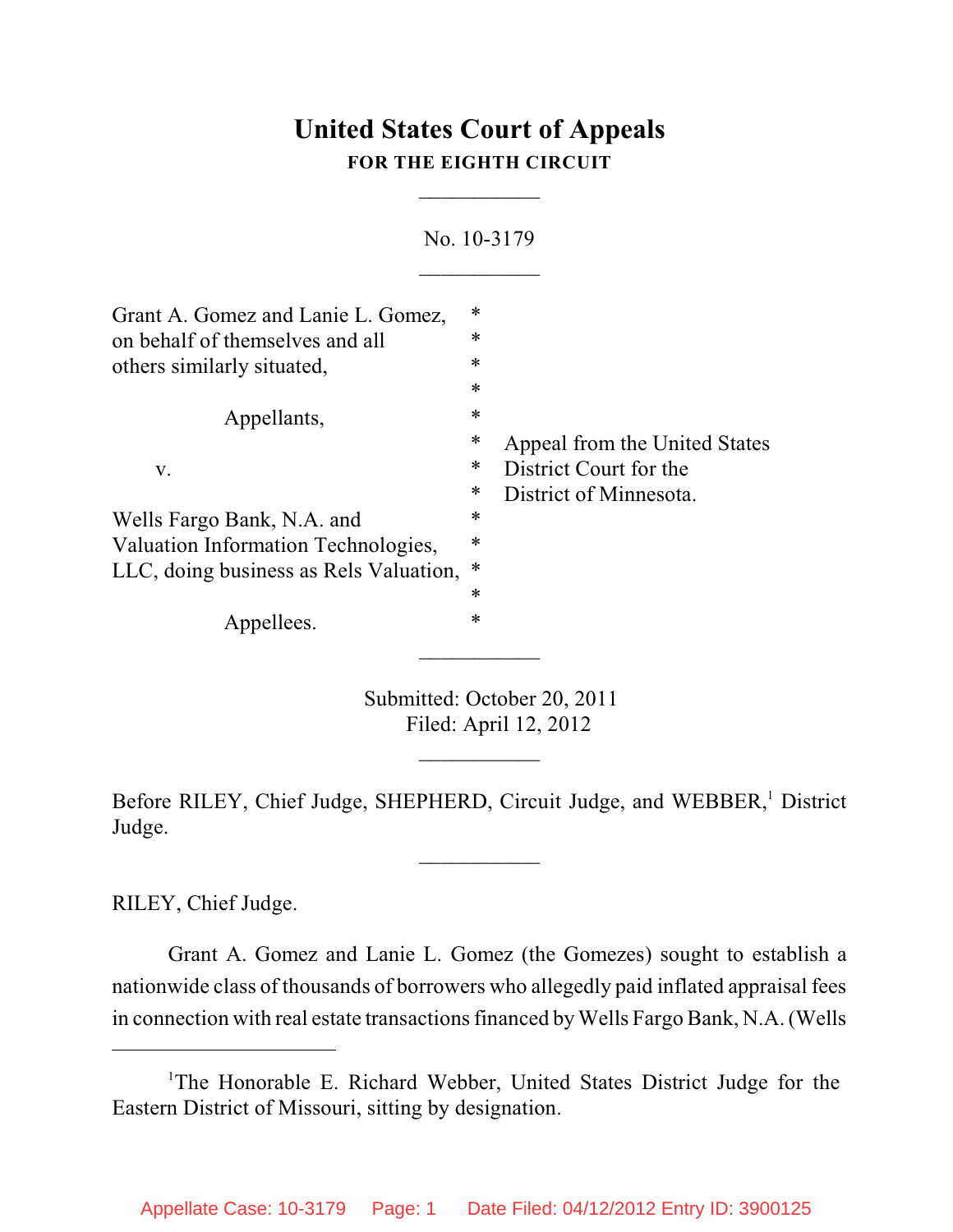# United States Court of Appeals

**FOR THE EIGHTH CIRCUIT**

\_\_\_\_\_\_\_\_\_\_\_

No. 10-3179

\_\_\_\_\_\_\_\_\_\_\_

Grant A. Gomez and Lanie L. Gomez, on behalf of themselves and all others similarly situated,

Appellants,

v.

Wells Fargo Bank, N.A. and Valuation Information Technologies, LLC, doing business as Rels Valuation,

Appellees.

Appeal from the United States District Court for the District of Minnesota.

\_\_\_\_\_\_\_\_\_\_\_

Submitted: October 20, 2011
Filed: April 12, 2012

\_\_\_\_\_\_\_\_\_\_\_

Before RILEY, Chief Judge, SHEPHERD, Circuit Judge, and WEBBER,[1] District Judge.

\_\_\_\_\_\_\_\_\_\_\_

RILEY, Chief Judge.

Grant A. Gomez and Lanie L. Gomez (the Gomezes) sought to establish a nationwide class of thousands of borrowers who allegedly paid inflated appraisal fees in connection with real estate transactions financed by Wells Fargo Bank, N.A. (Wells

---

[1] The Honorable E. Richard Webber, United States District Judge for the Eastern District of Missouri, sitting by designation.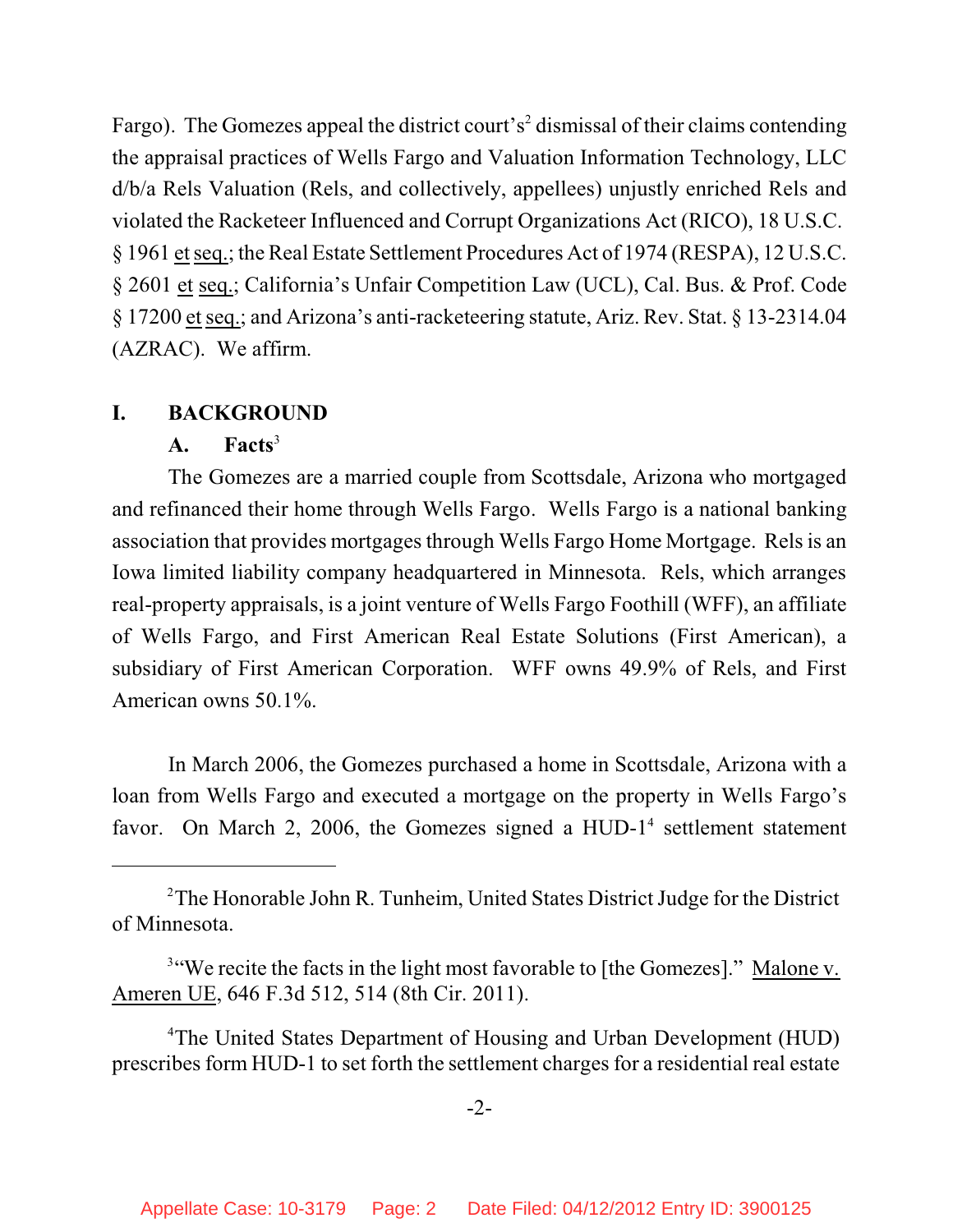Fargo). The Gomezes appeal the district court's[2] dismissal of their claims contending the appraisal practices of Wells Fargo and Valuation Information Technology, LLC d/b/a Rels Valuation (Rels, and collectively, appellees) unjustly enriched Rels and violated the Racketeer Influenced and Corrupt Organizations Act (RICO), 18 U.S.C. § 1961 et seq.; the Real Estate Settlement Procedures Act of 1974 (RESPA), 12 U.S.C. § 2601 et seq.; California's Unfair Competition Law (UCL), Cal. Bus. & Prof. Code § 17200 et seq.; and Arizona's anti-racketeering statute, Ariz. Rev. Stat. § 13-2314.04 (AZRAC). We affirm.

## I. BACKGROUND

### A. Facts[3]

The Gomezes are a married couple from Scottsdale, Arizona who mortgaged and refinanced their home through Wells Fargo. Wells Fargo is a national banking association that provides mortgages through Wells Fargo Home Mortgage. Rels is an Iowa limited liability company headquartered in Minnesota. Rels, which arranges real-property appraisals, is a joint venture of Wells Fargo Foothill (WFF), an affiliate of Wells Fargo, and First American Real Estate Solutions (First American), a subsidiary of First American Corporation. WFF owns 49.9% of Rels, and First American owns 50.1%.

In March 2006, the Gomezes purchased a home in Scottsdale, Arizona with a loan from Wells Fargo and executed a mortgage on the property in Wells Fargo's favor. On March 2, 2006, the Gomezes signed a HUD-1[4] settlement statement

---

[2]The Honorable John R. Tunheim, United States District Judge for the District of Minnesota.

[3]"We recite the facts in the light most favorable to [the Gomezes]." Malone v. Ameren UE, 646 F.3d 512, 514 (8th Cir. 2011).

[4]The United States Department of Housing and Urban Development (HUD) prescribes form HUD-1 to set forth the settlement charges for a residential real estate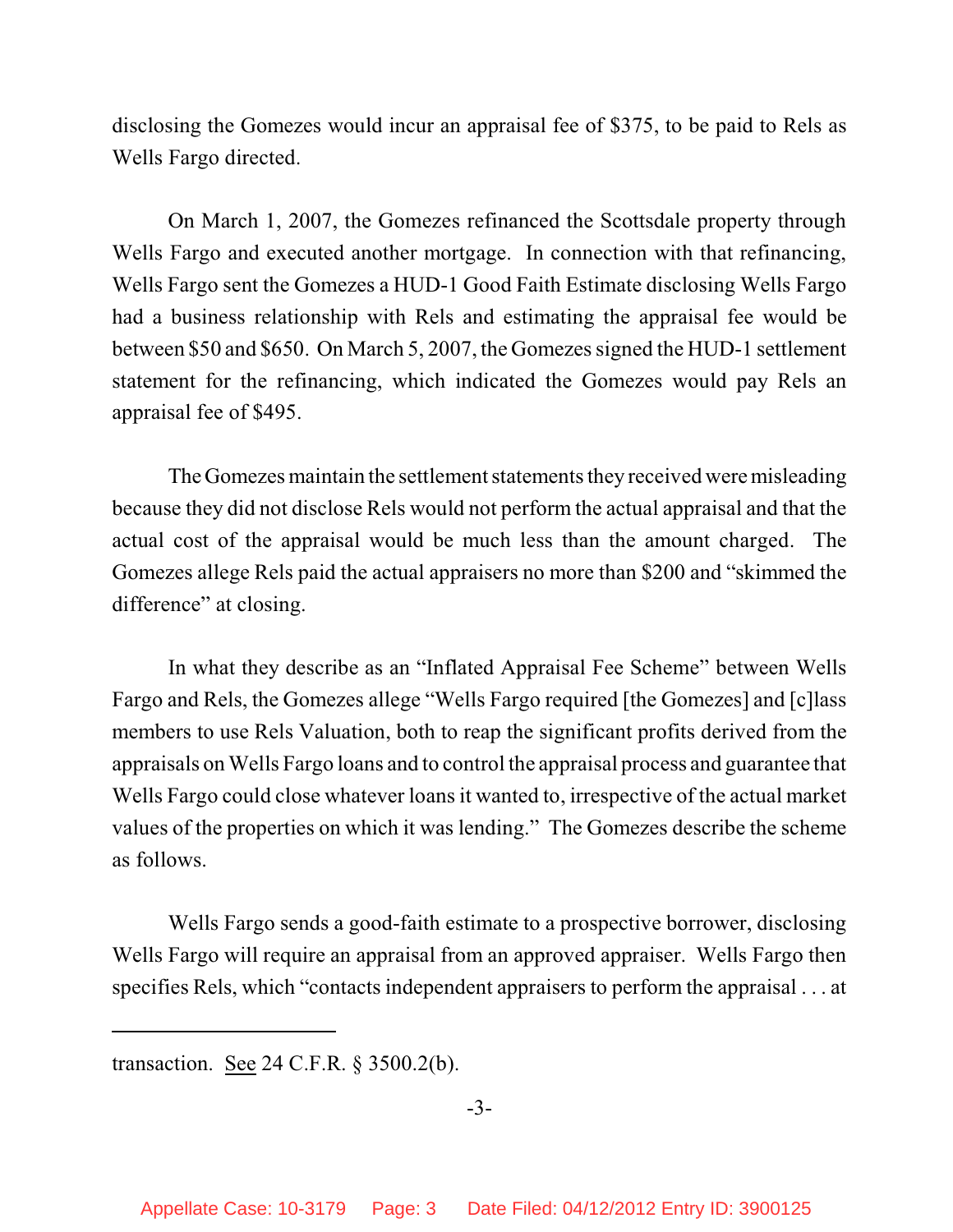disclosing the Gomezes would incur an appraisal fee of $375, to be paid to Rels as Wells Fargo directed.

On March 1, 2007, the Gomezes refinanced the Scottsdale property through Wells Fargo and executed another mortgage. In connection with that refinancing, Wells Fargo sent the Gomezes a HUD-1 Good Faith Estimate disclosing Wells Fargo had a business relationship with Rels and estimating the appraisal fee would be between $50 and $650. On March 5, 2007, the Gomezes signed the HUD-1 settlement statement for the refinancing, which indicated the Gomezes would pay Rels an appraisal fee of $495.

The Gomezes maintain the settlement statements they received were misleading because they did not disclose Rels would not perform the actual appraisal and that the actual cost of the appraisal would be much less than the amount charged. The Gomezes allege Rels paid the actual appraisers no more than $200 and "skimmed the difference" at closing.

In what they describe as an "Inflated Appraisal Fee Scheme" between Wells Fargo and Rels, the Gomezes allege "Wells Fargo required [the Gomezes] and [c]lass members to use Rels Valuation, both to reap the significant profits derived from the appraisals on Wells Fargo loans and to control the appraisal process and guarantee that Wells Fargo could close whatever loans it wanted to, irrespective of the actual market values of the properties on which it was lending." The Gomezes describe the scheme as follows.

Wells Fargo sends a good-faith estimate to a prospective borrower, disclosing Wells Fargo will require an appraisal from an approved appraiser. Wells Fargo then specifies Rels, which "contacts independent appraisers to perform the appraisal . . . at

---

transaction. See 24 C.F.R. § 3500.2(b).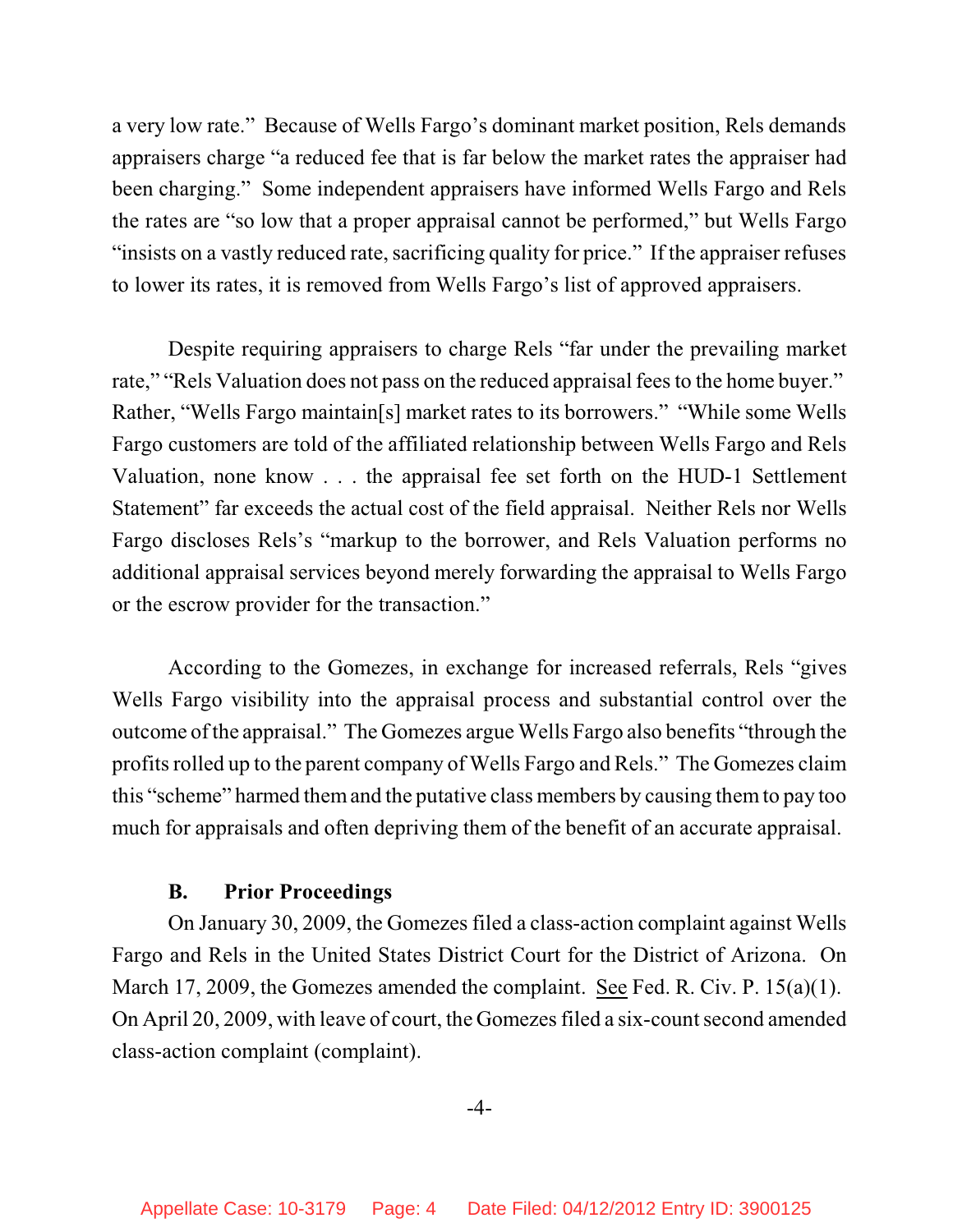a very low rate." Because of Wells Fargo's dominant market position, Rels demands appraisers charge "a reduced fee that is far below the market rates the appraiser had been charging." Some independent appraisers have informed Wells Fargo and Rels the rates are "so low that a proper appraisal cannot be performed," but Wells Fargo "insists on a vastly reduced rate, sacrificing quality for price." If the appraiser refuses to lower its rates, it is removed from Wells Fargo's list of approved appraisers.

Despite requiring appraisers to charge Rels "far under the prevailing market rate," "Rels Valuation does not pass on the reduced appraisal fees to the home buyer." Rather, "Wells Fargo maintain[s] market rates to its borrowers." "While some Wells Fargo customers are told of the affiliated relationship between Wells Fargo and Rels Valuation, none know . . . the appraisal fee set forth on the HUD-1 Settlement Statement" far exceeds the actual cost of the field appraisal. Neither Rels nor Wells Fargo discloses Rels's "markup to the borrower, and Rels Valuation performs no additional appraisal services beyond merely forwarding the appraisal to Wells Fargo or the escrow provider for the transaction."

According to the Gomezes, in exchange for increased referrals, Rels "gives Wells Fargo visibility into the appraisal process and substantial control over the outcome of the appraisal." The Gomezes argue Wells Fargo also benefits "through the profits rolled up to the parent company of Wells Fargo and Rels." The Gomezes claim this "scheme" harmed them and the putative class members by causing them to pay too much for appraisals and often depriving them of the benefit of an accurate appraisal.

### B. Prior Proceedings

On January 30, 2009, the Gomezes filed a class-action complaint against Wells Fargo and Rels in the United States District Court for the District of Arizona. On March 17, 2009, the Gomezes amended the complaint. See Fed. R. Civ. P. 15(a)(1). On April 20, 2009, with leave of court, the Gomezes filed a six-count second amended class-action complaint (complaint).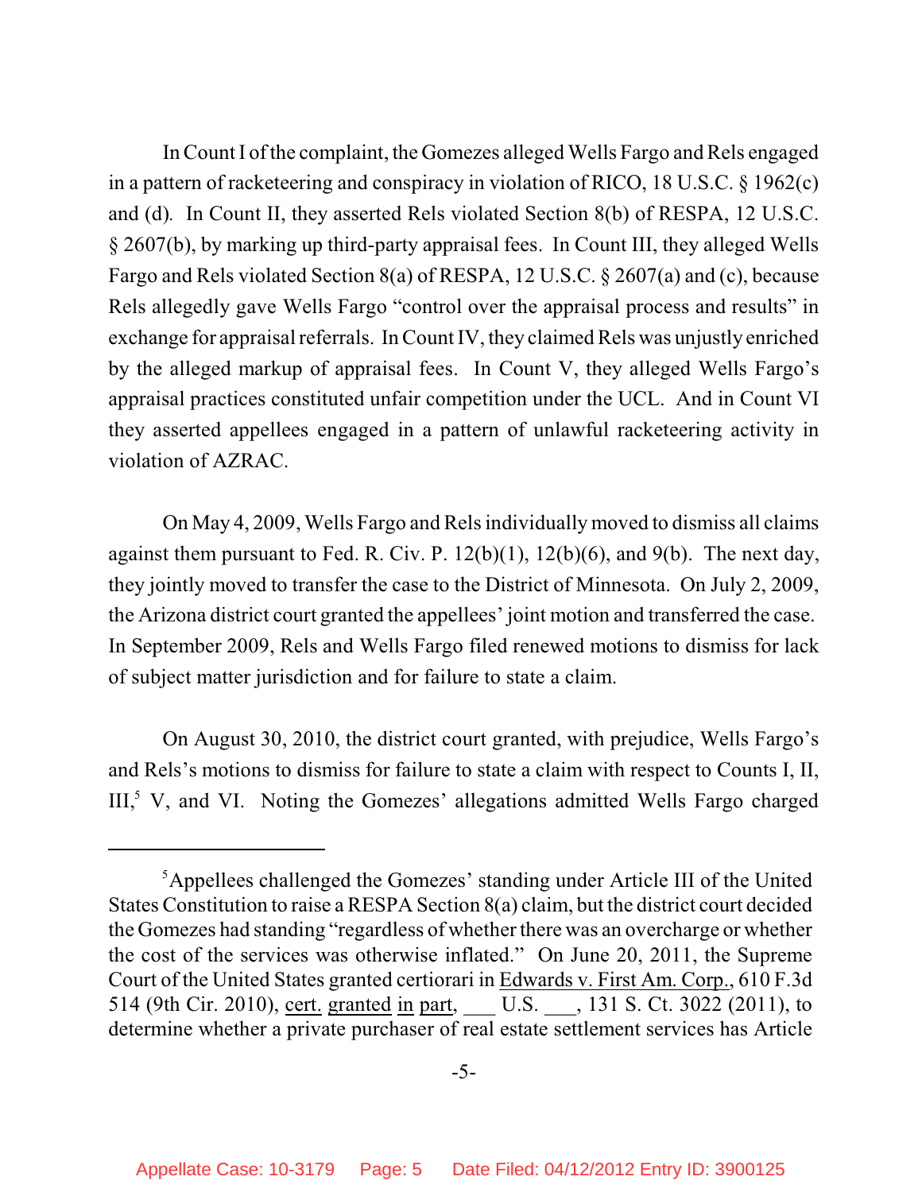In Count I of the complaint, the Gomezes alleged Wells Fargo and Rels engaged in a pattern of racketeering and conspiracy in violation of RICO, 18 U.S.C. § 1962(c) and (d). In Count II, they asserted Rels violated Section 8(b) of RESPA, 12 U.S.C. § 2607(b), by marking up third-party appraisal fees. In Count III, they alleged Wells Fargo and Rels violated Section 8(a) of RESPA, 12 U.S.C. § 2607(a) and (c), because Rels allegedly gave Wells Fargo "control over the appraisal process and results" in exchange for appraisal referrals. In Count IV, they claimed Rels was unjustly enriched by the alleged markup of appraisal fees. In Count V, they alleged Wells Fargo's appraisal practices constituted unfair competition under the UCL. And in Count VI they asserted appellees engaged in a pattern of unlawful racketeering activity in violation of AZRAC.

On May 4, 2009, Wells Fargo and Rels individually moved to dismiss all claims against them pursuant to Fed. R. Civ. P. 12(b)(1), 12(b)(6), and 9(b). The next day, they jointly moved to transfer the case to the District of Minnesota. On July 2, 2009, the Arizona district court granted the appellees' joint motion and transferred the case. In September 2009, Rels and Wells Fargo filed renewed motions to dismiss for lack of subject matter jurisdiction and for failure to state a claim.

On August 30, 2010, the district court granted, with prejudice, Wells Fargo's and Rels's motions to dismiss for failure to state a claim with respect to Counts I, II, III,[5] V, and VI. Noting the Gomezes' allegations admitted Wells Fargo charged

[5] Appellees challenged the Gomezes' standing under Article III of the United States Constitution to raise a RESPA Section 8(a) claim, but the district court decided the Gomezes had standing "regardless of whether there was an overcharge or whether the cost of the services was otherwise inflated." On June 20, 2011, the Supreme Court of the United States granted certiorari in Edwards v. First Am. Corp., 610 F.3d 514 (9th Cir. 2010), cert. granted in part, ___ U.S. ___, 131 S. Ct. 3022 (2011), to determine whether a private purchaser of real estate settlement services has Article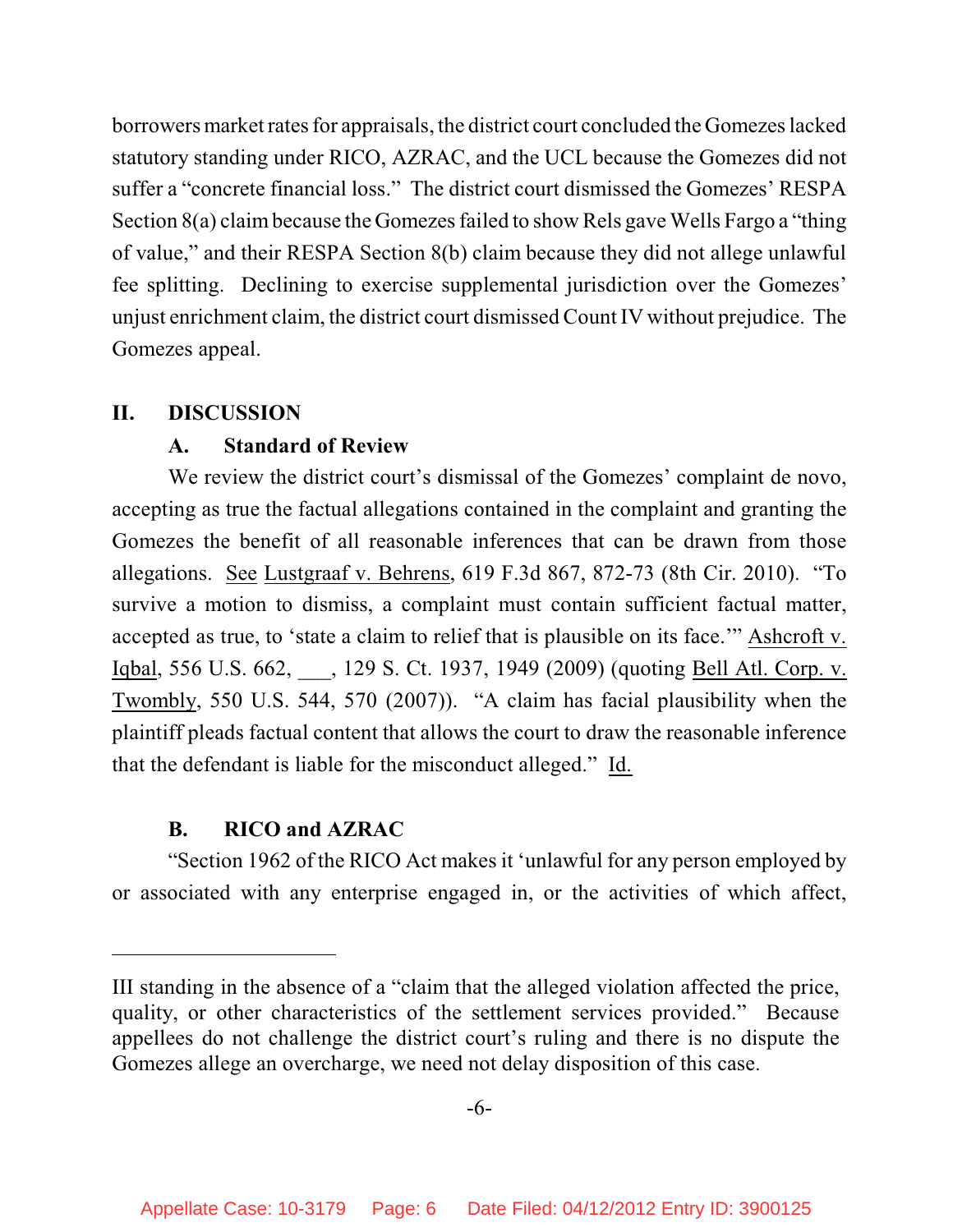borrowers market rates for appraisals, the district court concluded the Gomezes lacked statutory standing under RICO, AZRAC, and the UCL because the Gomezes did not suffer a "concrete financial loss." The district court dismissed the Gomezes' RESPA Section 8(a) claim because the Gomezes failed to show Rels gave Wells Fargo a "thing of value," and their RESPA Section 8(b) claim because they did not allege unlawful fee splitting. Declining to exercise supplemental jurisdiction over the Gomezes' unjust enrichment claim, the district court dismissed Count IV without prejudice. The Gomezes appeal.

## II. DISCUSSION

### A. Standard of Review

We review the district court's dismissal of the Gomezes' complaint de novo, accepting as true the factual allegations contained in the complaint and granting the Gomezes the benefit of all reasonable inferences that can be drawn from those allegations. See Lustgraaf v. Behrens, 619 F.3d 867, 872-73 (8th Cir. 2010). "To survive a motion to dismiss, a complaint must contain sufficient factual matter, accepted as true, to 'state a claim to relief that is plausible on its face.'" Ashcroft v. Iqbal, 556 U.S. 662, ___, 129 S. Ct. 1937, 1949 (2009) (quoting Bell Atl. Corp. v. Twombly, 550 U.S. 544, 570 (2007)). "A claim has facial plausibility when the plaintiff pleads factual content that allows the court to draw the reasonable inference that the defendant is liable for the misconduct alleged." Id.

### B. RICO and AZRAC

"Section 1962 of the RICO Act makes it 'unlawful for any person employed by or associated with any enterprise engaged in, or the activities of which affect,

---

III standing in the absence of a "claim that the alleged violation affected the price, quality, or other characteristics of the settlement services provided." Because appellees do not challenge the district court's ruling and there is no dispute the Gomezes allege an overcharge, we need not delay disposition of this case.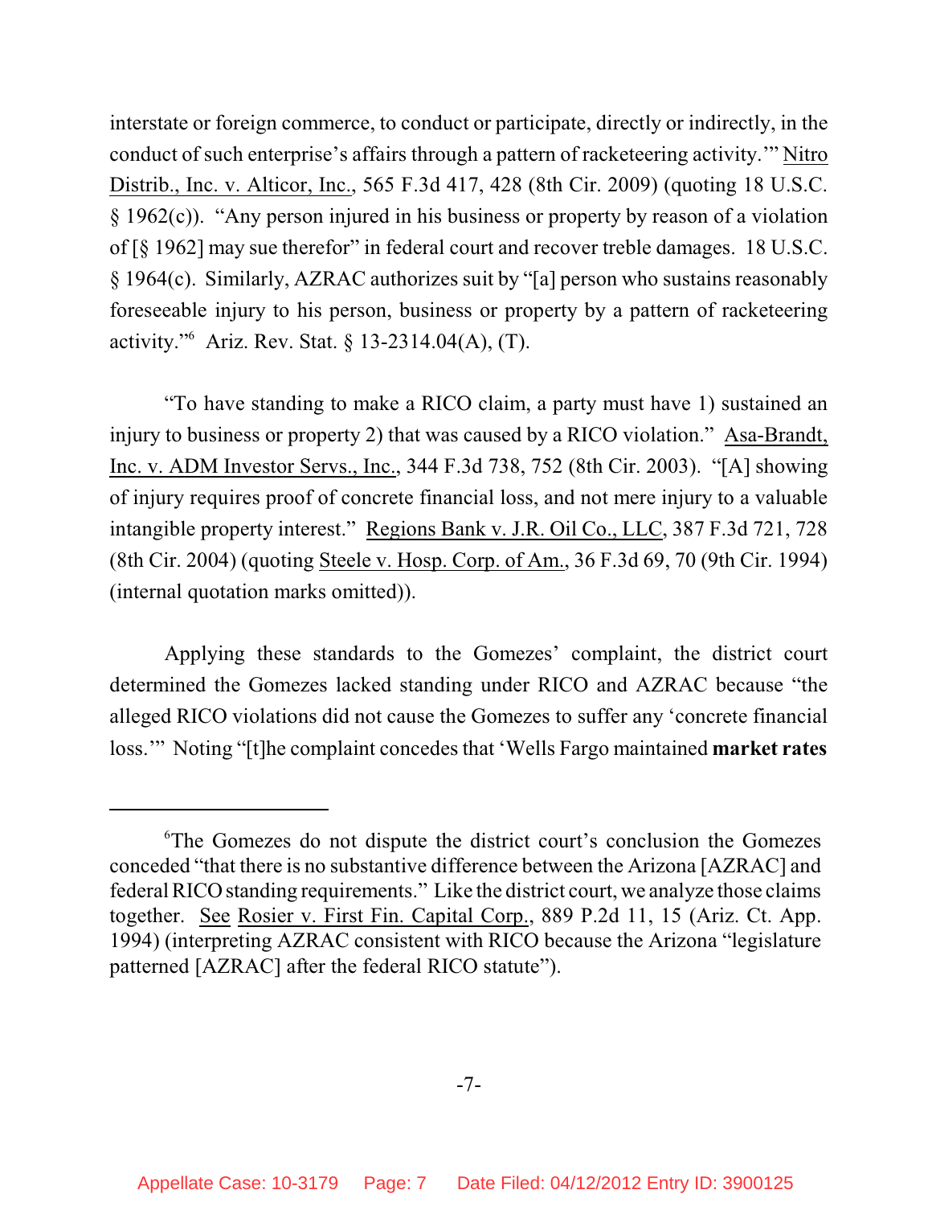interstate or foreign commerce, to conduct or participate, directly or indirectly, in the conduct of such enterprise's affairs through a pattern of racketeering activity.'" Nitro Distrib., Inc. v. Alticor, Inc., 565 F.3d 417, 428 (8th Cir. 2009) (quoting 18 U.S.C. § 1962(c)). "Any person injured in his business or property by reason of a violation of [§ 1962] may sue therefor" in federal court and recover treble damages. 18 U.S.C. § 1964(c). Similarly, AZRAC authorizes suit by "[a] person who sustains reasonably foreseeable injury to his person, business or property by a pattern of racketeering activity."[6] Ariz. Rev. Stat. § 13-2314.04(A), (T).

"To have standing to make a RICO claim, a party must have 1) sustained an injury to business or property 2) that was caused by a RICO violation." Asa-Brandt, Inc. v. ADM Investor Servs., Inc., 344 F.3d 738, 752 (8th Cir. 2003). "[A] showing of injury requires proof of concrete financial loss, and not mere injury to a valuable intangible property interest." Regions Bank v. J.R. Oil Co., LLC, 387 F.3d 721, 728 (8th Cir. 2004) (quoting Steele v. Hosp. Corp. of Am., 36 F.3d 69, 70 (9th Cir. 1994) (internal quotation marks omitted)).

Applying these standards to the Gomezes' complaint, the district court determined the Gomezes lacked standing under RICO and AZRAC because "the alleged RICO violations did not cause the Gomezes to suffer any 'concrete financial loss.'" Noting "[t]he complaint concedes that 'Wells Fargo maintained **market rates**

---

[6]The Gomezes do not dispute the district court's conclusion the Gomezes conceded "that there is no substantive difference between the Arizona [AZRAC] and federal RICO standing requirements." Like the district court, we analyze those claims together. See Rosier v. First Fin. Capital Corp., 889 P.2d 11, 15 (Ariz. Ct. App. 1994) (interpreting AZRAC consistent with RICO because the Arizona "legislature patterned [AZRAC] after the federal RICO statute").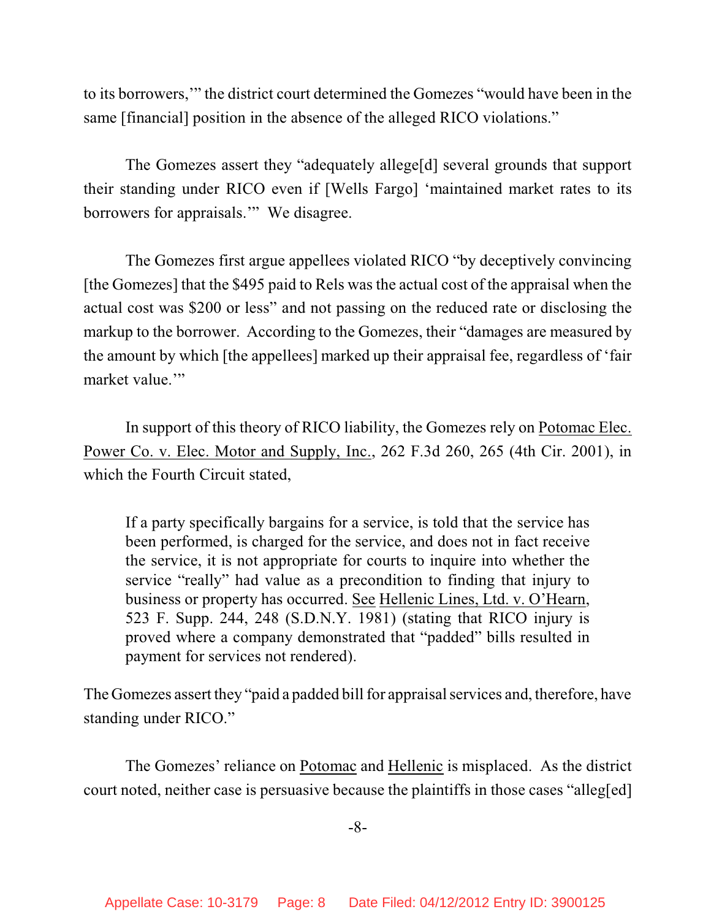to its borrowers,'" the district court determined the Gomezes "would have been in the same [financial] position in the absence of the alleged RICO violations."

The Gomezes assert they "adequately allege[d] several grounds that support their standing under RICO even if [Wells Fargo] 'maintained market rates to its borrowers for appraisals.'" We disagree.

The Gomezes first argue appellees violated RICO "by deceptively convincing [the Gomezes] that the $495 paid to Rels was the actual cost of the appraisal when the actual cost was $200 or less" and not passing on the reduced rate or disclosing the markup to the borrower. According to the Gomezes, their "damages are measured by the amount by which [the appellees] marked up their appraisal fee, regardless of 'fair market value.'"

In support of this theory of RICO liability, the Gomezes rely on Potomac Elec. Power Co. v. Elec. Motor and Supply, Inc., 262 F.3d 260, 265 (4th Cir. 2001), in which the Fourth Circuit stated,

> If a party specifically bargains for a service, is told that the service has been performed, is charged for the service, and does not in fact receive the service, it is not appropriate for courts to inquire into whether the service "really" had value as a precondition to finding that injury to business or property has occurred. See Hellenic Lines, Ltd. v. O'Hearn, 523 F. Supp. 244, 248 (S.D.N.Y. 1981) (stating that RICO injury is proved where a company demonstrated that "padded" bills resulted in payment for services not rendered).

The Gomezes assert they "paid a padded bill for appraisal services and, therefore, have standing under RICO."

The Gomezes' reliance on Potomac and Hellenic is misplaced. As the district court noted, neither case is persuasive because the plaintiffs in those cases "alleg[ed]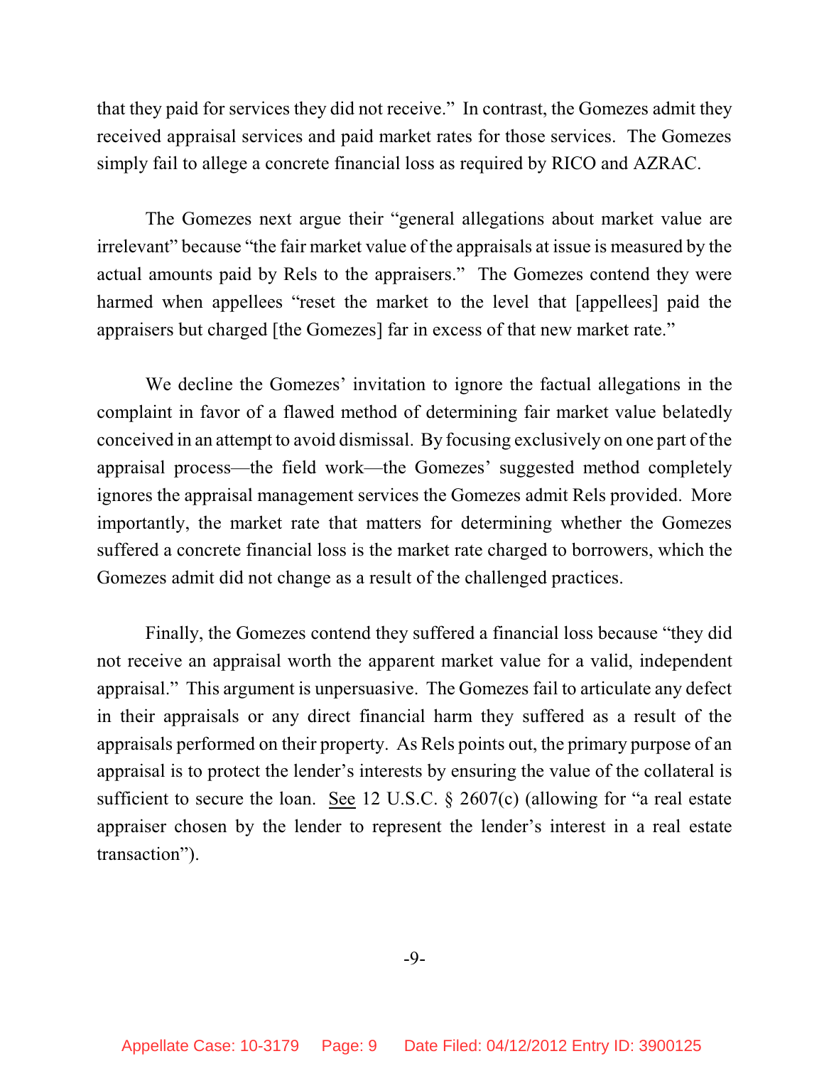that they paid for services they did not receive." In contrast, the Gomezes admit they received appraisal services and paid market rates for those services. The Gomezes simply fail to allege a concrete financial loss as required by RICO and AZRAC.

The Gomezes next argue their "general allegations about market value are irrelevant" because "the fair market value of the appraisals at issue is measured by the actual amounts paid by Rels to the appraisers." The Gomezes contend they were harmed when appellees "reset the market to the level that [appellees] paid the appraisers but charged [the Gomezes] far in excess of that new market rate."

We decline the Gomezes' invitation to ignore the factual allegations in the complaint in favor of a flawed method of determining fair market value belatedly conceived in an attempt to avoid dismissal. By focusing exclusively on one part of the appraisal process—the field work—the Gomezes' suggested method completely ignores the appraisal management services the Gomezes admit Rels provided. More importantly, the market rate that matters for determining whether the Gomezes suffered a concrete financial loss is the market rate charged to borrowers, which the Gomezes admit did not change as a result of the challenged practices.

Finally, the Gomezes contend they suffered a financial loss because "they did not receive an appraisal worth the apparent market value for a valid, independent appraisal." This argument is unpersuasive. The Gomezes fail to articulate any defect in their appraisals or any direct financial harm they suffered as a result of the appraisals performed on their property. As Rels points out, the primary purpose of an appraisal is to protect the lender's interests by ensuring the value of the collateral is sufficient to secure the loan. See 12 U.S.C. § 2607(c) (allowing for "a real estate appraiser chosen by the lender to represent the lender's interest in a real estate transaction").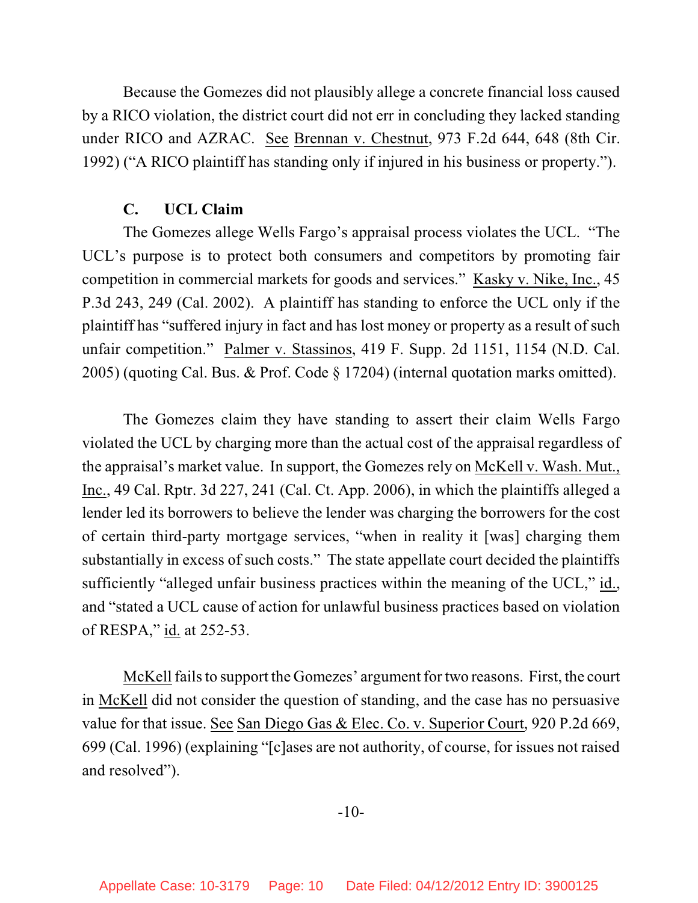Because the Gomezes did not plausibly allege a concrete financial loss caused by a RICO violation, the district court did not err in concluding they lacked standing under RICO and AZRAC. See Brennan v. Chestnut, 973 F.2d 644, 648 (8th Cir. 1992) ("A RICO plaintiff has standing only if injured in his business or property.").

### C. UCL Claim

The Gomezes allege Wells Fargo's appraisal process violates the UCL. "The UCL's purpose is to protect both consumers and competitors by promoting fair competition in commercial markets for goods and services." Kasky v. Nike, Inc., 45 P.3d 243, 249 (Cal. 2002). A plaintiff has standing to enforce the UCL only if the plaintiff has "suffered injury in fact and has lost money or property as a result of such unfair competition." Palmer v. Stassinos, 419 F. Supp. 2d 1151, 1154 (N.D. Cal. 2005) (quoting Cal. Bus. & Prof. Code § 17204) (internal quotation marks omitted).

The Gomezes claim they have standing to assert their claim Wells Fargo violated the UCL by charging more than the actual cost of the appraisal regardless of the appraisal's market value. In support, the Gomezes rely on McKell v. Wash. Mut., Inc., 49 Cal. Rptr. 3d 227, 241 (Cal. Ct. App. 2006), in which the plaintiffs alleged a lender led its borrowers to believe the lender was charging the borrowers for the cost of certain third-party mortgage services, "when in reality it [was] charging them substantially in excess of such costs." The state appellate court decided the plaintiffs sufficiently "alleged unfair business practices within the meaning of the UCL," id., and "stated a UCL cause of action for unlawful business practices based on violation of RESPA," id. at 252-53.

McKell fails to support the Gomezes' argument for two reasons. First, the court in McKell did not consider the question of standing, and the case has no persuasive value for that issue. See San Diego Gas & Elec. Co. v. Superior Court, 920 P.2d 669, 699 (Cal. 1996) (explaining "[c]ases are not authority, of course, for issues not raised and resolved").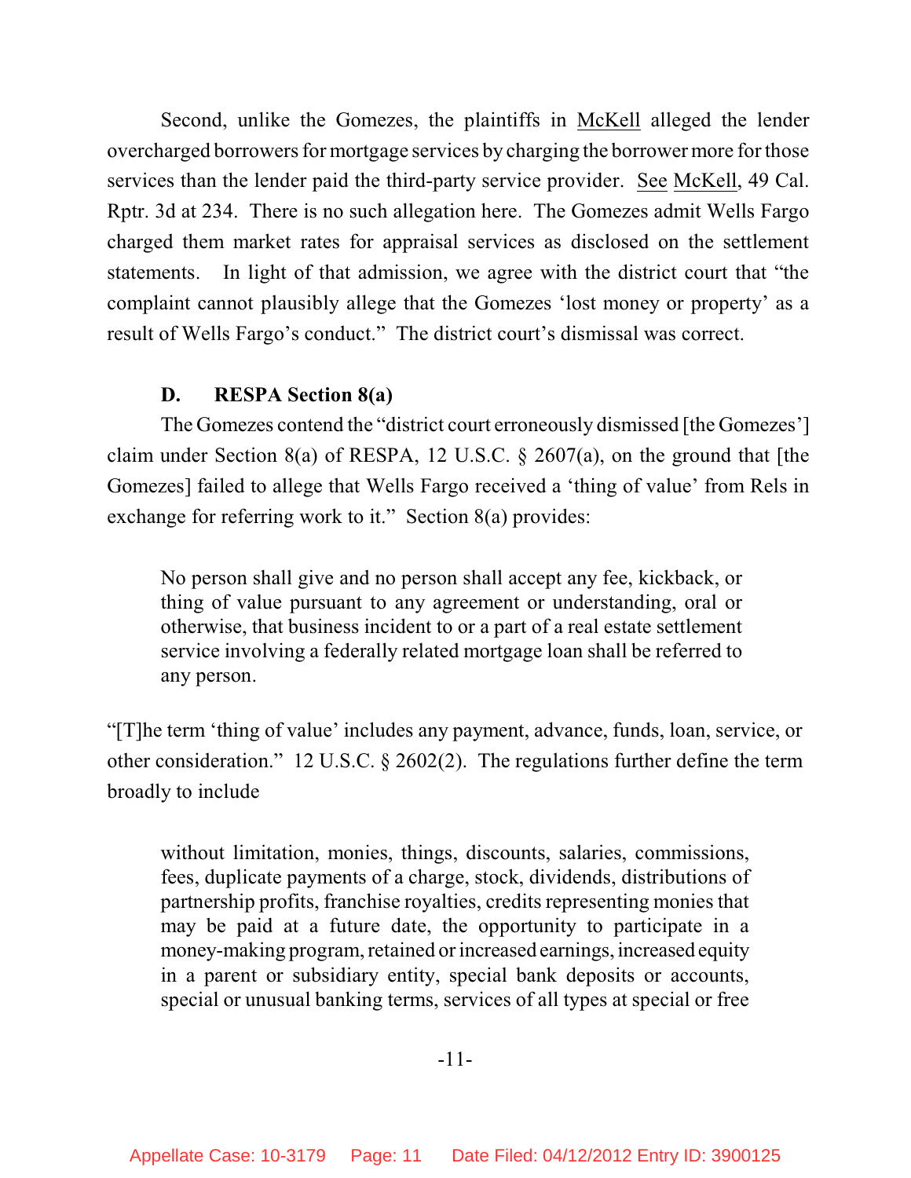Second, unlike the Gomezes, the plaintiffs in McKell alleged the lender overcharged borrowers for mortgage services by charging the borrower more for those services than the lender paid the third-party service provider. See McKell, 49 Cal. Rptr. 3d at 234. There is no such allegation here. The Gomezes admit Wells Fargo charged them market rates for appraisal services as disclosed on the settlement statements. In light of that admission, we agree with the district court that "the complaint cannot plausibly allege that the Gomezes 'lost money or property' as a result of Wells Fargo's conduct." The district court's dismissal was correct.

### D. RESPA Section 8(a)

The Gomezes contend the "district court erroneously dismissed [the Gomezes'] claim under Section 8(a) of RESPA, 12 U.S.C. § 2607(a), on the ground that [the Gomezes] failed to allege that Wells Fargo received a 'thing of value' from Rels in exchange for referring work to it." Section 8(a) provides:

> No person shall give and no person shall accept any fee, kickback, or thing of value pursuant to any agreement or understanding, oral or otherwise, that business incident to or a part of a real estate settlement service involving a federally related mortgage loan shall be referred to any person.

"[T]he term 'thing of value' includes any payment, advance, funds, loan, service, or other consideration." 12 U.S.C. § 2602(2). The regulations further define the term broadly to include

> without limitation, monies, things, discounts, salaries, commissions, fees, duplicate payments of a charge, stock, dividends, distributions of partnership profits, franchise royalties, credits representing monies that may be paid at a future date, the opportunity to participate in a money-making program, retained or increased earnings, increased equity in a parent or subsidiary entity, special bank deposits or accounts, special or unusual banking terms, services of all types at special or free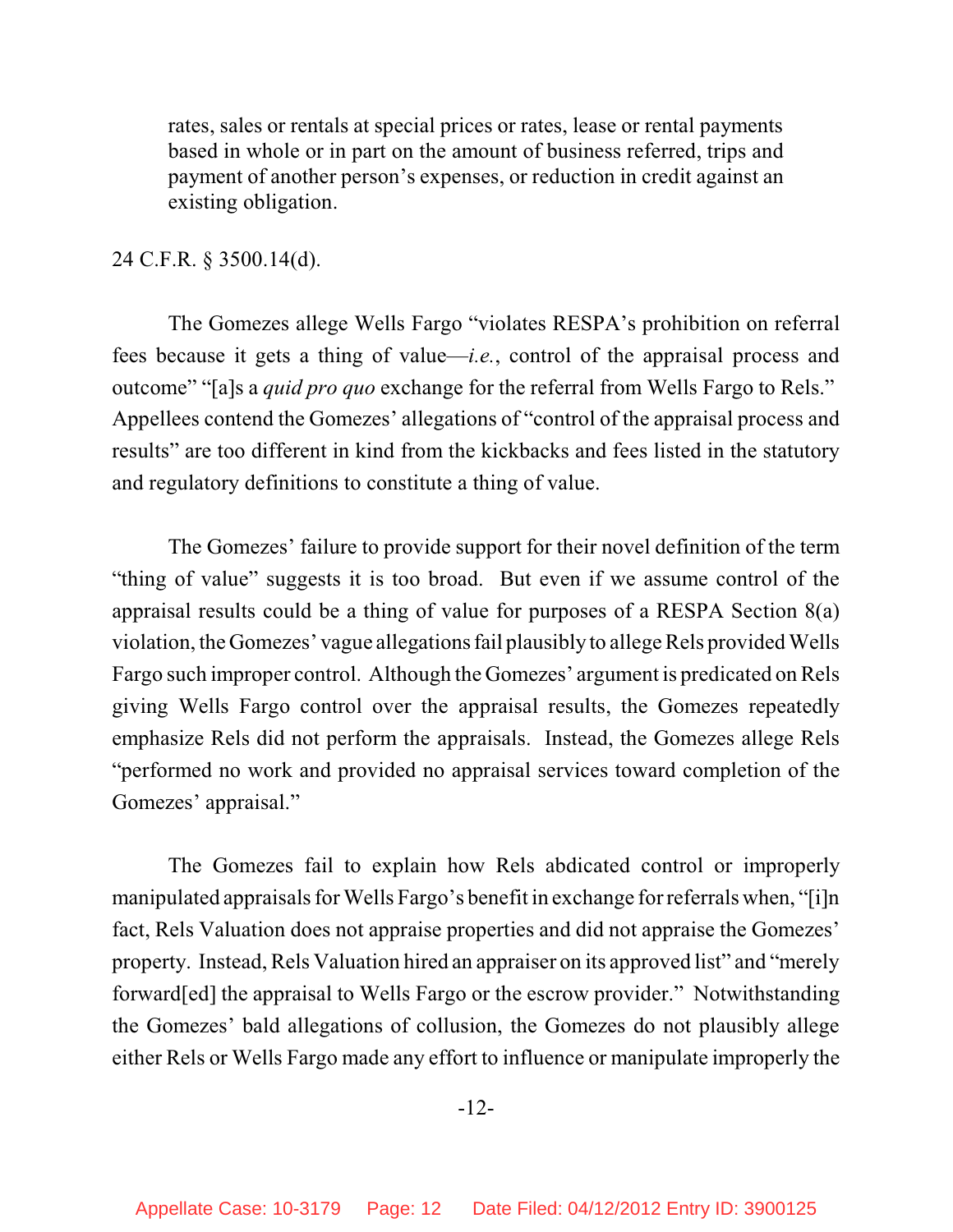> rates, sales or rentals at special prices or rates, lease or rental payments based in whole or in part on the amount of business referred, trips and payment of another person's expenses, or reduction in credit against an existing obligation.

24 C.F.R. § 3500.14(d).

The Gomezes allege Wells Fargo "violates RESPA's prohibition on referral fees because it gets a thing of value—*i.e.*, control of the appraisal process and outcome" "[a]s a *quid pro quo* exchange for the referral from Wells Fargo to Rels." Appellees contend the Gomezes' allegations of "control of the appraisal process and results" are too different in kind from the kickbacks and fees listed in the statutory and regulatory definitions to constitute a thing of value.

The Gomezes' failure to provide support for their novel definition of the term "thing of value" suggests it is too broad. But even if we assume control of the appraisal results could be a thing of value for purposes of a RESPA Section 8(a) violation, the Gomezes' vague allegations fail plausibly to allege Rels provided Wells Fargo such improper control. Although the Gomezes' argument is predicated on Rels giving Wells Fargo control over the appraisal results, the Gomezes repeatedly emphasize Rels did not perform the appraisals. Instead, the Gomezes allege Rels "performed no work and provided no appraisal services toward completion of the Gomezes' appraisal."

The Gomezes fail to explain how Rels abdicated control or improperly manipulated appraisals for Wells Fargo's benefit in exchange for referrals when, "[i]n fact, Rels Valuation does not appraise properties and did not appraise the Gomezes' property. Instead, Rels Valuation hired an appraiser on its approved list" and "merely forward[ed] the appraisal to Wells Fargo or the escrow provider." Notwithstanding the Gomezes' bald allegations of collusion, the Gomezes do not plausibly allege either Rels or Wells Fargo made any effort to influence or manipulate improperly the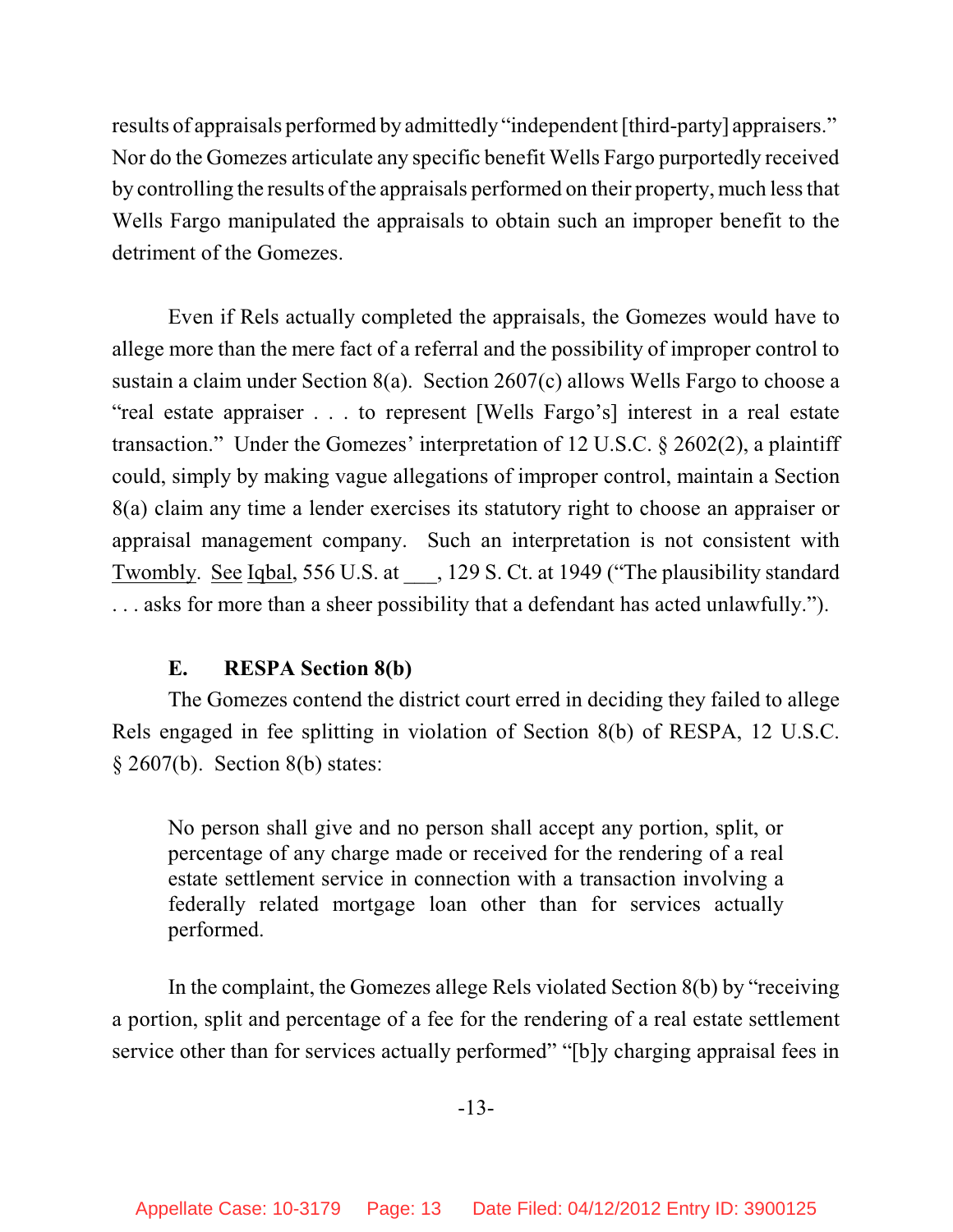results of appraisals performed by admittedly "independent [third-party] appraisers." Nor do the Gomezes articulate any specific benefit Wells Fargo purportedly received by controlling the results of the appraisals performed on their property, much less that Wells Fargo manipulated the appraisals to obtain such an improper benefit to the detriment of the Gomezes.

Even if Rels actually completed the appraisals, the Gomezes would have to allege more than the mere fact of a referral and the possibility of improper control to sustain a claim under Section 8(a). Section 2607(c) allows Wells Fargo to choose a "real estate appraiser . . . to represent [Wells Fargo's] interest in a real estate transaction." Under the Gomezes' interpretation of 12 U.S.C. § 2602(2), a plaintiff could, simply by making vague allegations of improper control, maintain a Section 8(a) claim any time a lender exercises its statutory right to choose an appraiser or appraisal management company. Such an interpretation is not consistent with Twombly. See Iqbal, 556 U.S. at ___, 129 S. Ct. at 1949 ("The plausibility standard . . . asks for more than a sheer possibility that a defendant has acted unlawfully.").

### E. RESPA Section 8(b)

The Gomezes contend the district court erred in deciding they failed to allege Rels engaged in fee splitting in violation of Section 8(b) of RESPA, 12 U.S.C. § 2607(b). Section 8(b) states:

> No person shall give and no person shall accept any portion, split, or percentage of any charge made or received for the rendering of a real estate settlement service in connection with a transaction involving a federally related mortgage loan other than for services actually performed.

In the complaint, the Gomezes allege Rels violated Section 8(b) by "receiving a portion, split and percentage of a fee for the rendering of a real estate settlement service other than for services actually performed" "[b]y charging appraisal fees in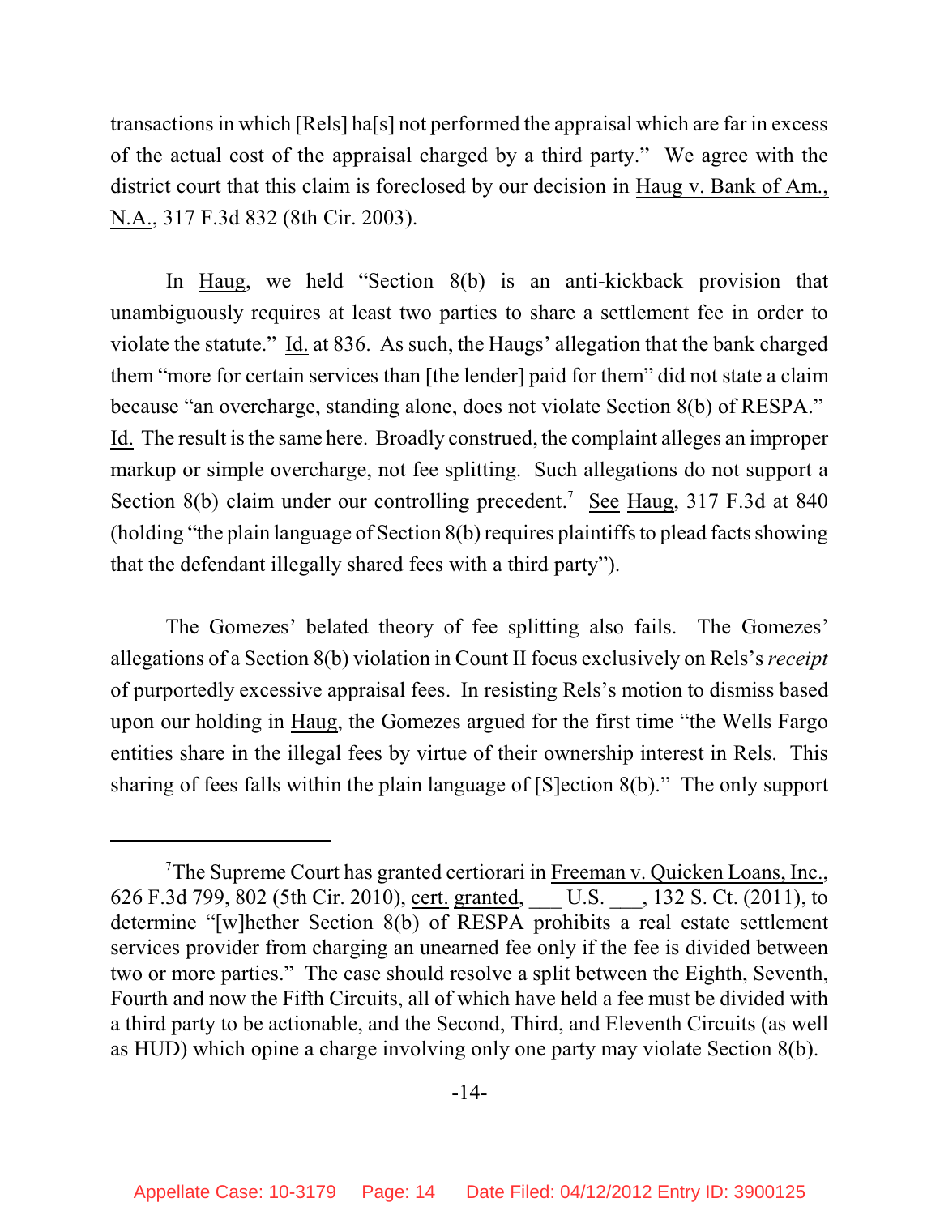transactions in which [Rels] ha[s] not performed the appraisal which are far in excess of the actual cost of the appraisal charged by a third party." We agree with the district court that this claim is foreclosed by our decision in Haug v. Bank of Am., N.A., 317 F.3d 832 (8th Cir. 2003).

In Haug, we held "Section 8(b) is an anti-kickback provision that unambiguously requires at least two parties to share a settlement fee in order to violate the statute." Id. at 836. As such, the Haugs' allegation that the bank charged them "more for certain services than [the lender] paid for them" did not state a claim because "an overcharge, standing alone, does not violate Section 8(b) of RESPA." Id. The result is the same here. Broadly construed, the complaint alleges an improper markup or simple overcharge, not fee splitting. Such allegations do not support a Section 8(b) claim under our controlling precedent.[7] See Haug, 317 F.3d at 840 (holding "the plain language of Section 8(b) requires plaintiffs to plead facts showing that the defendant illegally shared fees with a third party").

The Gomezes' belated theory of fee splitting also fails. The Gomezes' allegations of a Section 8(b) violation in Count II focus exclusively on Rels's *receipt* of purportedly excessive appraisal fees. In resisting Rels's motion to dismiss based upon our holding in Haug, the Gomezes argued for the first time "the Wells Fargo entities share in the illegal fees by virtue of their ownership interest in Rels. This sharing of fees falls within the plain language of [S]ection 8(b)." The only support

---

[7]The Supreme Court has granted certiorari in Freeman v. Quicken Loans, Inc., 626 F.3d 799, 802 (5th Cir. 2010), cert. granted, ___ U.S. ___, 132 S. Ct. (2011), to determine "[w]hether Section 8(b) of RESPA prohibits a real estate settlement services provider from charging an unearned fee only if the fee is divided between two or more parties." The case should resolve a split between the Eighth, Seventh, Fourth and now the Fifth Circuits, all of which have held a fee must be divided with a third party to be actionable, and the Second, Third, and Eleventh Circuits (as well as HUD) which opine a charge involving only one party may violate Section 8(b).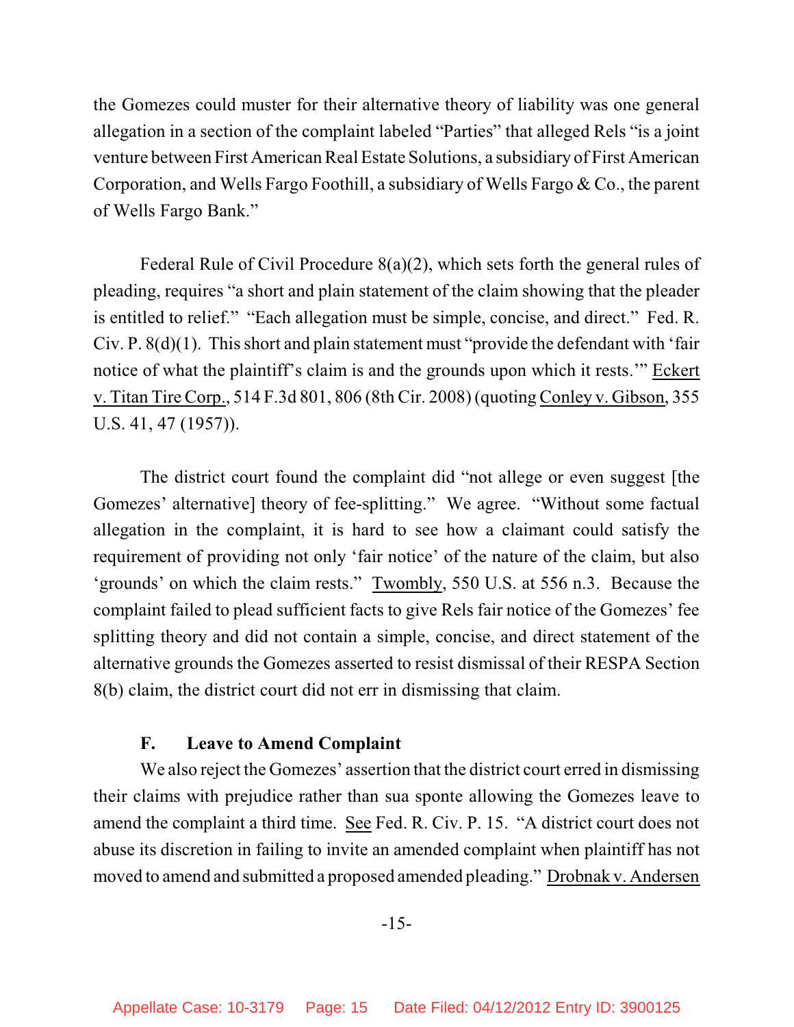the Gomezes could muster for their alternative theory of liability was one general allegation in a section of the complaint labeled "Parties" that alleged Rels "is a joint venture between First American Real Estate Solutions, a subsidiary of First American Corporation, and Wells Fargo Foothill, a subsidiary of Wells Fargo & Co., the parent of Wells Fargo Bank."

Federal Rule of Civil Procedure 8(a)(2), which sets forth the general rules of pleading, requires "a short and plain statement of the claim showing that the pleader is entitled to relief." "Each allegation must be simple, concise, and direct." Fed. R. Civ. P. 8(d)(1). This short and plain statement must "provide the defendant with 'fair notice of what the plaintiff's claim is and the grounds upon which it rests.'" Eckert v. Titan Tire Corp., 514 F.3d 801, 806 (8th Cir. 2008) (quoting Conley v. Gibson, 355 U.S. 41, 47 (1957)).

The district court found the complaint did "not allege or even suggest [the Gomezes' alternative] theory of fee-splitting." We agree. "Without some factual allegation in the complaint, it is hard to see how a claimant could satisfy the requirement of providing not only 'fair notice' of the nature of the claim, but also 'grounds' on which the claim rests." Twombly, 550 U.S. at 556 n.3. Because the complaint failed to plead sufficient facts to give Rels fair notice of the Gomezes' fee splitting theory and did not contain a simple, concise, and direct statement of the alternative grounds the Gomezes asserted to resist dismissal of their RESPA Section 8(b) claim, the district court did not err in dismissing that claim.

### F. Leave to Amend Complaint

We also reject the Gomezes' assertion that the district court erred in dismissing their claims with prejudice rather than sua sponte allowing the Gomezes leave to amend the complaint a third time. See Fed. R. Civ. P. 15. "A district court does not abuse its discretion in failing to invite an amended complaint when plaintiff has not moved to amend and submitted a proposed amended pleading." Drobnak v. Andersen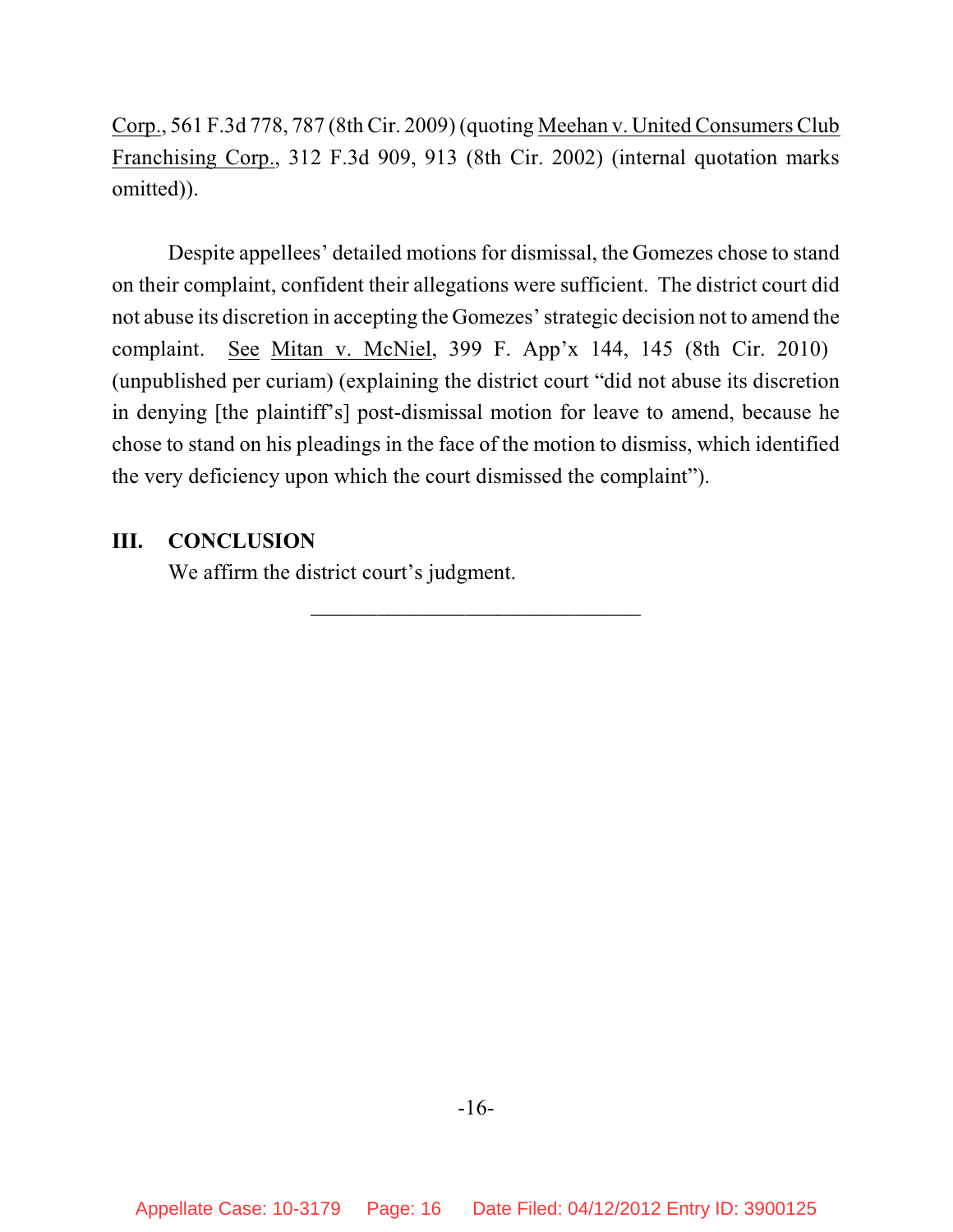Corp., 561 F.3d 778, 787 (8th Cir. 2009) (quoting Meehan v. United Consumers Club Franchising Corp., 312 F.3d 909, 913 (8th Cir. 2002) (internal quotation marks omitted)).

Despite appellees' detailed motions for dismissal, the Gomezes chose to stand on their complaint, confident their allegations were sufficient. The district court did not abuse its discretion in accepting the Gomezes' strategic decision not to amend the complaint. See Mitan v. McNiel, 399 F. App'x 144, 145 (8th Cir. 2010) (unpublished per curiam) (explaining the district court "did not abuse its discretion in denying [the plaintiff's] post-dismissal motion for leave to amend, because he chose to stand on his pleadings in the face of the motion to dismiss, which identified the very deficiency upon which the court dismissed the complaint").

## III. CONCLUSION

We affirm the district court's judgment.

______________________________